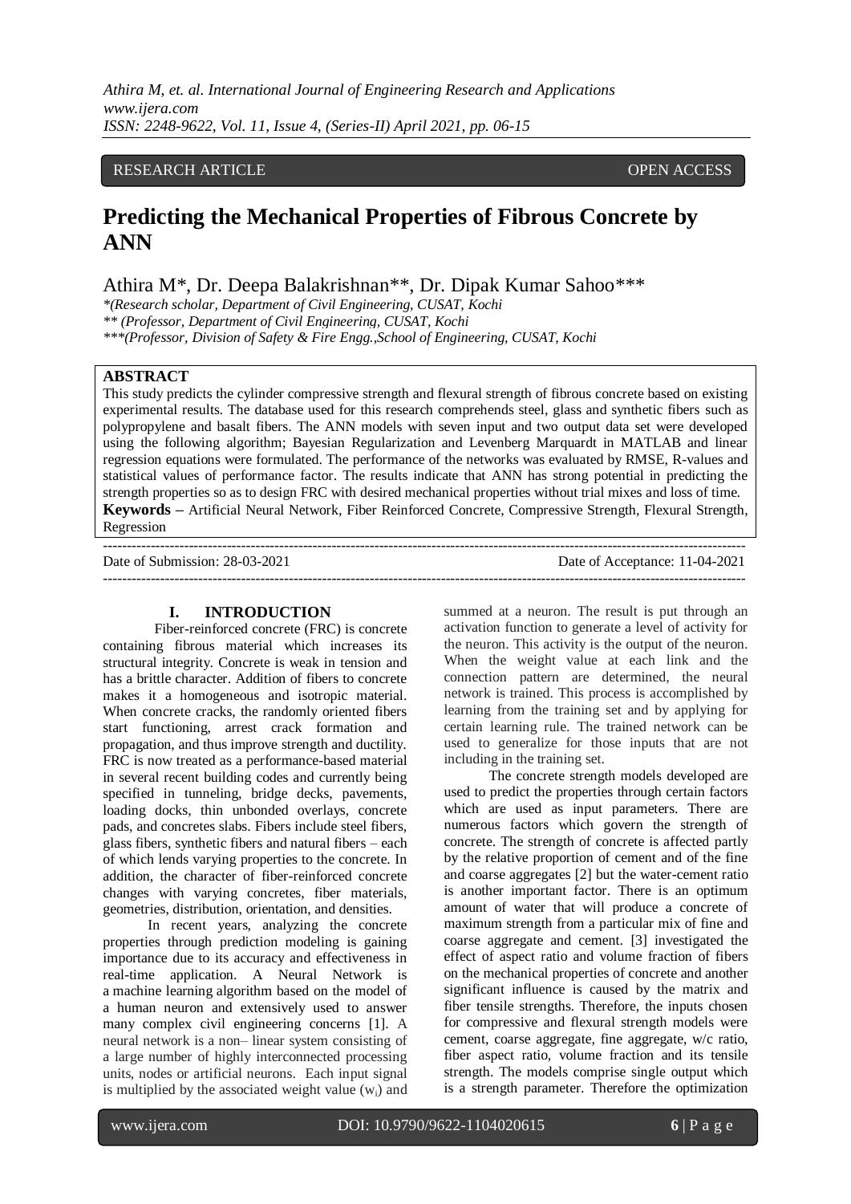RESEARCH ARTICLE OPEN ACCESS

# Predicting the Mechanical Properties of Fibrous Concrete by ANN

Athira M*, Dr. Deepa Balakrishnan**, Dr. Dipak Kumar Sahoo***

*(Research scholar, Department of Civil Engineering, CUSAT, Kochi
** (Professor, Department of Civil Engineering, CUSAT, Kochi
***(Professor, Division of Safety & Fire Engg.,School of Engineering, CUSAT, Kochi

## ABSTRACT

This study predicts the cylinder compressive strength and flexural strength of fibrous concrete based on existing experimental results. The database used for this research comprehends steel, glass and synthetic fibers such as polypropylene and basalt fibers. The ANN models with seven input and two output data set were developed using the following algorithm; Bayesian Regularization and Levenberg Marquardt in MATLAB and linear regression equations were formulated. The performance of the networks was evaluated by RMSE, R-values and statistical values of performance factor. The results indicate that ANN has strong potential in predicting the strength properties so as to design FRC with desired mechanical properties without trial mixes and loss of time.

**Keywords –** Artificial Neural Network, Fiber Reinforced Concrete, Compressive Strength, Flexural Strength, Regression

---

Date of Submission: 28-03-2021 Date of Acceptance: 11-04-2021

---

## I. INTRODUCTION

Fiber-reinforced concrete (FRC) is concrete containing fibrous material which increases its structural integrity. Concrete is weak in tension and has a brittle character. Addition of fibers to concrete makes it a homogeneous and isotropic material. When concrete cracks, the randomly oriented fibers start functioning, arrest crack formation and propagation, and thus improve strength and ductility. FRC is now treated as a performance-based material in several recent building codes and currently being specified in tunneling, bridge decks, pavements, loading docks, thin unbonded overlays, concrete pads, and concretes slabs. Fibers include steel fibers, glass fibers, synthetic fibers and natural fibers – each of which lends varying properties to the concrete. In addition, the character of fiber-reinforced concrete changes with varying concretes, fiber materials, geometries, distribution, orientation, and densities.

In recent years, analyzing the concrete properties through prediction modeling is gaining importance due to its accuracy and effectiveness in real-time application. A Neural Network is a machine learning algorithm based on the model of a human neuron and extensively used to answer many complex civil engineering concerns [1]. A neural network is a non– linear system consisting of a large number of highly interconnected processing units, nodes or artificial neurons. Each input signal is multiplied by the associated weight value ($w_i$) and summed at a neuron. The result is put through an activation function to generate a level of activity for the neuron. This activity is the output of the neuron. When the weight value at each link and the connection pattern are determined, the neural network is trained. This process is accomplished by learning from the training set and by applying for certain learning rule. The trained network can be used to generalize for those inputs that are not including in the training set.

The concrete strength models developed are used to predict the properties through certain factors which are used as input parameters. There are numerous factors which govern the strength of concrete. The strength of concrete is affected partly by the relative proportion of cement and of the fine and coarse aggregates [2] but the water-cement ratio is another important factor. There is an optimum amount of water that will produce a concrete of maximum strength from a particular mix of fine and coarse aggregate and cement. [3] investigated the effect of aspect ratio and volume fraction of fibers on the mechanical properties of concrete and another significant influence is caused by the matrix and fiber tensile strengths. Therefore, the inputs chosen for compressive and flexural strength models were cement, coarse aggregate, fine aggregate, w/c ratio, fiber aspect ratio, volume fraction and its tensile strength. The models comprise single output which is a strength parameter. Therefore the optimization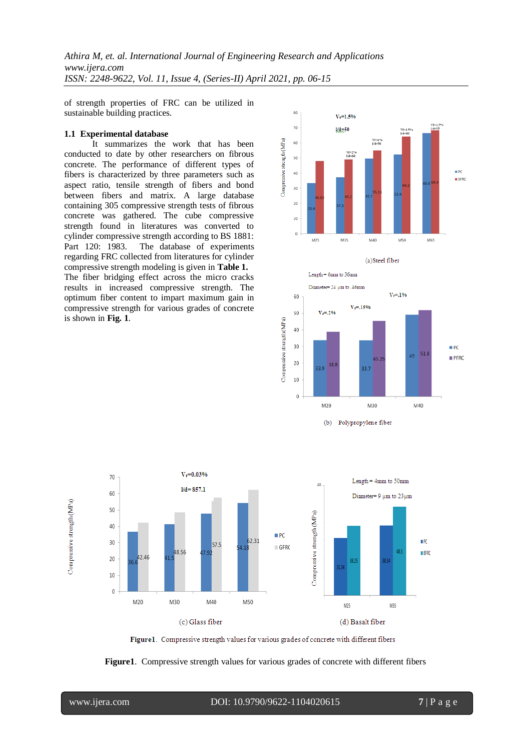of strength properties of FRC can be utilized in sustainable building practices.

### 1.1 Experimental database

It summarizes the work that has been conducted to date by other researchers on fibrous concrete. The performance of different types of fibers is characterized by three parameters such as aspect ratio, tensile strength of fibers and bond between fibers and matrix. A large database containing 305 compressive strength tests of fibrous concrete was gathered. The cube compressive strength found in literatures was converted to cylinder compressive strength according to BS 1881: Part 120: 1983. The database of experiments regarding FRC collected from literatures for cylinder compressive strength modeling is given in **Table 1.** The fiber bridging effect across the micro cracks results in increased compressive strength. The optimum fiber content to impart maximum gain in compressive strength for various grades of concrete is shown in **Fig. 1**.

(a)Steel fiber

(b) Polypropylene fiber

(c) Glass fiber

(d) Basalt fiber

**Figure1**. Compressive strength values for various grades of concrete with different fibers

**Figure1**. Compressive strength values for various grades of concrete with different fibers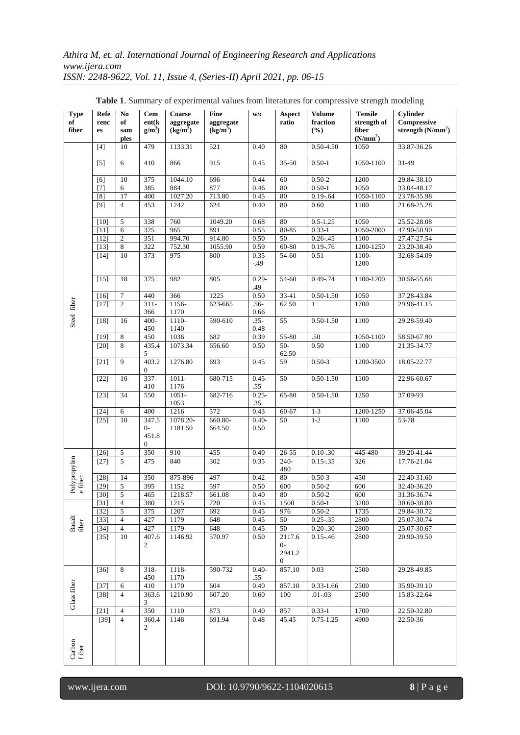**Table 1**. Summary of experimental values from literatures for compressive strength modeling

| Type of fiber | References | No of samples | Cement ($kg/m^3$) | Coarse aggregate ($kg/m^3$) | Fine aggregate ($kg/m^3$) | w/c | Aspect ratio | Volume fraction (%) | Tensile strength of fiber ($N/mm^2$) | Cylinder Compressive strength ($N/mm^2$) |
|---|---|---|---|---|---|---|---|---|---|---|
| Steel fiber | [4] | 10 | 479 | 1133.31 | 521 | 0.40 | 80 | 0.50-4.50 | 1050 | 33.87-36.26 |
| | [5] | 6 | 410 | 866 | 915 | 0.45 | 35-50 | 0.50-1 | 1050-1100 | 31-49 |
| | [6] | 10 | 375 | 1044.10 | 696 | 0.44 | 60 | 0.50-2 | 1200 | 29.84-38.10 |
| | [7] | 6 | 385 | 884 | 877 | 0.46 | 80 | 0.50-1 | 1050 | 33.04-48.17 |
| | [8] | 17 | 400 | 1027.20 | 713.80 | 0.45 | 80 | 0.19-.64 | 1050-1100 | 23.78-35.98 |
| | [9] | 4 | 453 | 1242 | 624 | 0.40 | 80 | 0.60 | 1100 | 21.68-25.28 |
| | [10] | 5 | 338 | 760 | 1049.20 | 0.68 | 80 | 0.5-1.25 | 1050 | 25.52-28.08 |
| | [11] | 6 | 325 | 965 | 891 | 0.55 | 80-85 | 0.33-1 | 1050-2000 | 47.90-50.90 |
| | [12] | 2 | 351 | 994.70 | 914.80 | 0.50 | 50 | 0.26-.45 | 1100 | 27.47-27.54 |
| | [13] | 8 | 322 | 752.30 | 1055.90 | 0.59 | 60-80 | 0.19-.76 | 1200-1250 | 23.20-38.40 |
| | [14] | 10 | 373 | 975 | 800 | 0.35-.49 | 54-60 | 0.51 | 1100-1200 | 32.68-54.09 |
| | [15] | 18 | 375 | 982 | 805 | 0.29-.49 | 54-60 | 0.49-.74 | 1100-1200 | 30.56-55.68 |
| | [16] | 7 | 440 | 366 | 1225 | 0.50 | 33-41 | 0.50-1.50 | 1050 | 37.28-43.84 |
| | [17] | 2 | 311-366 | 1156-1170 | 623-665 | .56-0.66 | 62.50 | 1 | 1700 | 29.96-41.15 |
| | [18] | 16 | 400-450 | 1110-1140 | 590-610 | .35-0.48 | 55 | 0.50-1.50 | 1100 | 29.28-59.40 |
| | [19] | 8 | 450 | 1036 | 682 | 0.39 | 55-80 | .50 | 1050-1100 | 58.50-67.90 |
| | [20] | 8 | 435.45 | 1073.34 | 656.60 | 0.50 | 50-62.50 | 0.50 | 1100 | 21.35-34.77 |
| | [21] | 9 | 403.20 | 1276.80 | 693 | 0.45 | 59 | 0.50-3 | 1200-3500 | 18.05-22.77 |
| | [22] | 16 | 337-410 | 1011-1176 | 680-715 | 0.45-.55 | 50 | 0.50-1.50 | 1100 | 22.96-60.67 |
| | [23] | 34 | 550 | 1051-1053 | 682-716 | 0.25-.35 | 65-80 | 0.50-1.50 | 1250 | 37.09-93 |
| | [24] | 6 | 400 | 1216 | 572 | 0.43 | 60-67 | 1-3 | 1200-1250 | 37.06-45.04 |
| | [25] | 10 | 347.50-451.80 | 1078.20-1181.50 | 660.80-664.50 | 0.40-0.50 | 50 | 1-2 | 1100 | 53-78 |
| Polypropylene fiber | [26] | 5 | 350 | 910 | 455 | 0.40 | 26-55 | 0.10-.30 | 445-480 | 39.20-41.44 |
| | [27] | 5 | 475 | 840 | 302 | 0.35 | 240-480 | 0.15-.35 | 326 | 17.76-21.04 |
| | [28] | 14 | 350 | 875-896 | 497 | 0.42 | 80 | 0.50-3 | 450 | 22.40-31.60 |
| | [29] | 5 | 395 | 1152 | 597 | 0.50 | 600 | 0.50-2 | 600 | 32.40-36.20 |
| | [30] | 5 | 465 | 1218.57 | 661.08 | 0.40 | 80 | 0.50-2 | 600 | 31.36-36.74 |
| Basalt fiber | [31] | 4 | 380 | 1215 | 720 | 0.45 | 1500 | 0.50-1 | 3200 | 30.60-38.80 |
| | [32] | 5 | 375 | 1207 | 692 | 0.45 | 976 | 0.50-2 | 1735 | 29.84-30.72 |
| | [33] | 4 | 427 | 1179 | 648 | 0.45 | 50 | 0.25-.35 | 2800 | 25.07-30.74 |
| | [34] | 4 | 427 | 1179 | 648 | 0.45 | 50 | 0.20-.30 | 2800 | 25.07-30.67 |
| | [35] | 10 | 407.62 | 1146.92 | 570.97 | 0.50 | 2117.60-2941.20 | 0.15-.46 | 2800 | 20.90-39.50 |
| Glass fiber | [36] | 8 | 318-450 | 1118-1170 | 590-732 | 0.40-.55 | 857.10 | 0.03 | 2500 | 29.28-49.85 |
| | [37] | 6 | 410 | 1170 | 604 | 0.40 | 857.10 | 0.33-1.66 | 2500 | 35.90-39.10 |
| | [38] | 4 | 363.63 | 1210.90 | 607.20 | 0.60 | 100 | .01-.03 | 2500 | 15.83-22.64 |
| | [21] | 4 | 350 | 1110 | 873 | 0.40 | 857 | 0.33-1 | 1700 | 22.50-32.80 |
| Carbon fiber | [39] | 4 | 360.42 | 1148 | 691.94 | 0.48 | 45.45 | 0.75-1.25 | 4900 | 22.50-36 |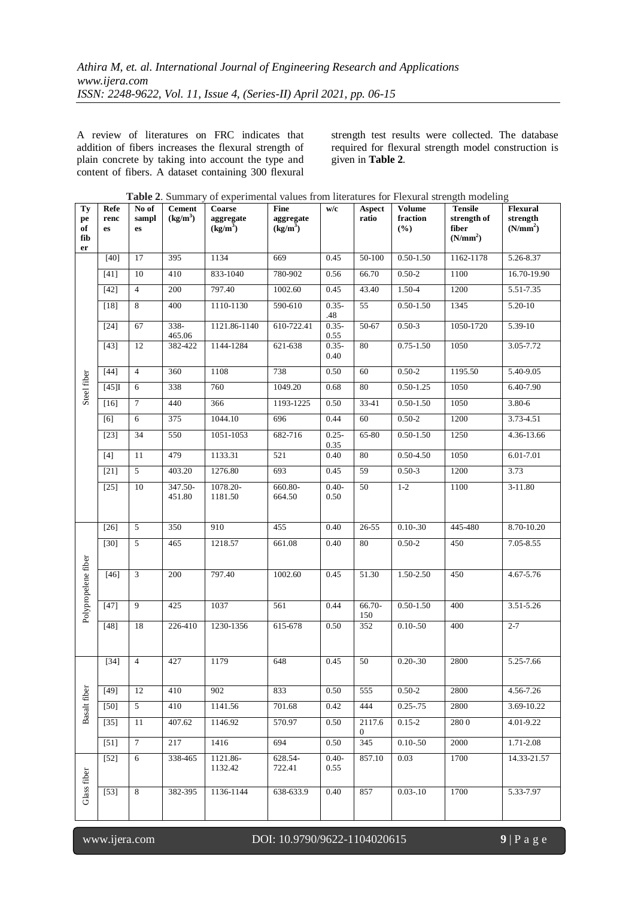A review of literatures on FRC indicates that addition of fibers increases the flexural strength of plain concrete by taking into account the type and content of fibers. A dataset containing 300 flexural strength test results were collected. The database required for flexural strength model construction is given in **Table 2**.

**Table 2**. Summary of experimental values from literatures for Flexural strength modeling

| Type of fiber | References | No of samples | Cement ($kg/m^3$) | Coarse aggregate ($kg/m^3$) | Fine aggregate ($kg/m^3$) | w/c | Aspect ratio | Volume fraction (%) | Tensile strength of fiber ($N/mm^2$) | Flexural strength ($N/mm^2$) |
|---|---|---|---|---|---|---|---|---|---|---|
| Steel fiber | [40] | 17 | 395 | 1134 | 669 | 0.45 | 50-100 | 0.50-1.50 | 1162-1178 | 5.26-8.37 |
| | [41] | 10 | 410 | 833-1040 | 780-902 | 0.56 | 66.70 | 0.50-2 | 1100 | 16.70-19.90 |
| | [42] | 4 | 200 | 797.40 | 1002.60 | 0.45 | 43.40 | 1.50-4 | 1200 | 5.51-7.35 |
| | [18] | 8 | 400 | 1110-1130 | 590-610 | 0.35-.48 | 55 | 0.50-1.50 | 1345 | 5.20-10 |
| | [24] | 67 | 338-465.06 | 1121.86-1140 | 610-722.41 | 0.35-0.55 | 50-67 | 0.50-3 | 1050-1720 | 5.39-10 |
| | [43] | 12 | 382-422 | 1144-1284 | 621-638 | 0.35-0.40 | 80 | 0.75-1.50 | 1050 | 3.05-7.72 |
| | [44] | 4 | 360 | 1108 | 738 | 0.50 | 60 | 0.50-2 | 1195.50 | 5.40-9.05 |
| | [45]I | 6 | 338 | 760 | 1049.20 | 0.68 | 80 | 0.50-1.25 | 1050 | 6.40-7.90 |
| | [16] | 7 | 440 | 366 | 1193-1225 | 0.50 | 33-41 | 0.50-1.50 | 1050 | 3.80-6 |
| | [6] | 6 | 375 | 1044.10 | 696 | 0.44 | 60 | 0.50-2 | 1200 | 3.73-4.51 |
| | [23] | 34 | 550 | 1051-1053 | 682-716 | 0.25-0.35 | 65-80 | 0.50-1.50 | 1250 | 4.36-13.66 |
| | [4] | 11 | 479 | 1133.31 | 521 | 0.40 | 80 | 0.50-4.50 | 1050 | 6.01-7.01 |
| | [21] | 5 | 403.20 | 1276.80 | 693 | 0.45 | 59 | 0.50-3 | 1200 | 3.73 |
| | [25] | 10 | 347.50-451.80 | 1078.20-1181.50 | 660.80-664.50 | 0.40-0.50 | 50 | 1-2 | 1100 | 3-11.80 |
| Polypropelene fiber | [26] | 5 | 350 | 910 | 455 | 0.40 | 26-55 | 0.10-.30 | 445-480 | 8.70-10.20 |
| | [30] | 5 | 465 | 1218.57 | 661.08 | 0.40 | 80 | 0.50-2 | 450 | 7.05-8.55 |
| | [46] | 3 | 200 | 797.40 | 1002.60 | 0.45 | 51.30 | 1.50-2.50 | 450 | 4.67-5.76 |
| | [47] | 9 | 425 | 1037 | 561 | 0.44 | 66.70-150 | 0.50-1.50 | 400 | 3.51-5.26 |
| | [48] | 18 | 226-410 | 1230-1356 | 615-678 | 0.50 | 352 | 0.10-.50 | 400 | 2-7 |
| Basalt fiber | [34] | 4 | 427 | 1179 | 648 | 0.45 | 50 | 0.20-.30 | 2800 | 5.25-7.66 |
| | [49] | 12 | 410 | 902 | 833 | 0.50 | 555 | 0.50-2 | 2800 | 4.56-7.26 |
| | [50] | 5 | 410 | 1141.56 | 701.68 | 0.42 | 444 | 0.25-.75 | 2800 | 3.69-10.22 |
| | [35] | 11 | 407.62 | 1146.92 | 570.97 | 0.50 | 2117.60 | 0.15-2 | 280 0 | 4.01-9.22 |
| | [51] | 7 | 217 | 1416 | 694 | 0.50 | 345 | 0.10-.50 | 2000 | 1.71-2.08 |
| Glass fiber | [52] | 6 | 338-465 | 1121.86-1132.42 | 628.54-722.41 | 0.40-0.55 | 857.10 | 0.03 | 1700 | 14.33-21.57 |
| | [53] | 8 | 382-395 | 1136-1144 | 638-633.9 | 0.40 | 857 | 0.03-.10 | 1700 | 5.33-7.97 |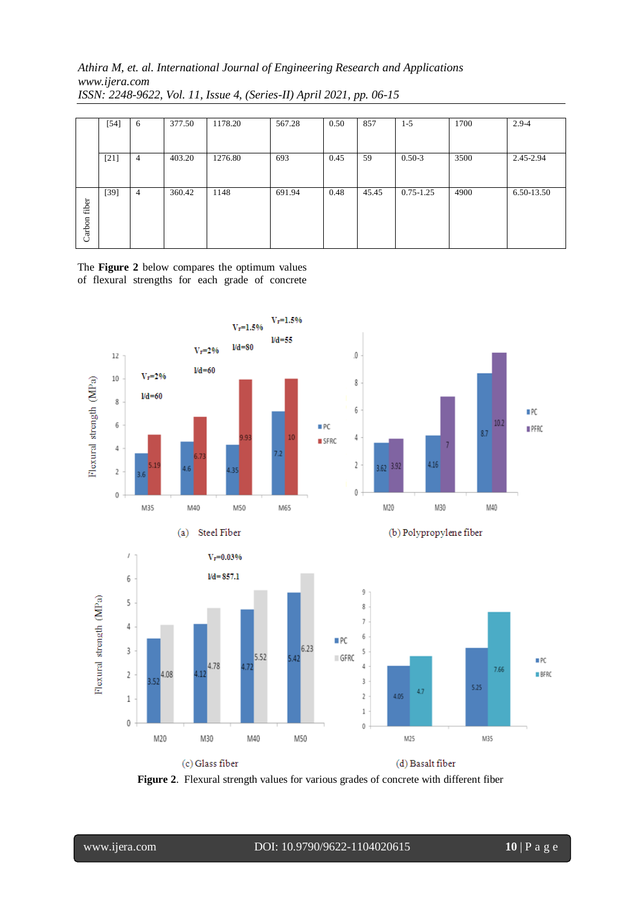|  | [54] | 6 | 377.50 | 1178.20 | 567.28 | 0.50 | 857 | 1-5 | 1700 | 2.9-4 |
|---|---|---|---|---|---|---|---|---|---|---|
|  | [21] | 4 | 403.20 | 1276.80 | 693 | 0.45 | 59 | 0.50-3 | 3500 | 2.45-2.94 |
| Carbon fiber | [39] | 4 | 360.42 | 1148 | 691.94 | 0.48 | 45.45 | 0.75-1.25 | 4900 | 6.50-13.50 |

The **Figure 2** below compares the optimum values of flexural strengths for each grade of concrete

(a) Steel Fiber

(b) Polypropylene fiber

(c) Glass fiber

(d) Basalt fiber

**Figure 2**. Flexural strength values for various grades of concrete with different fiber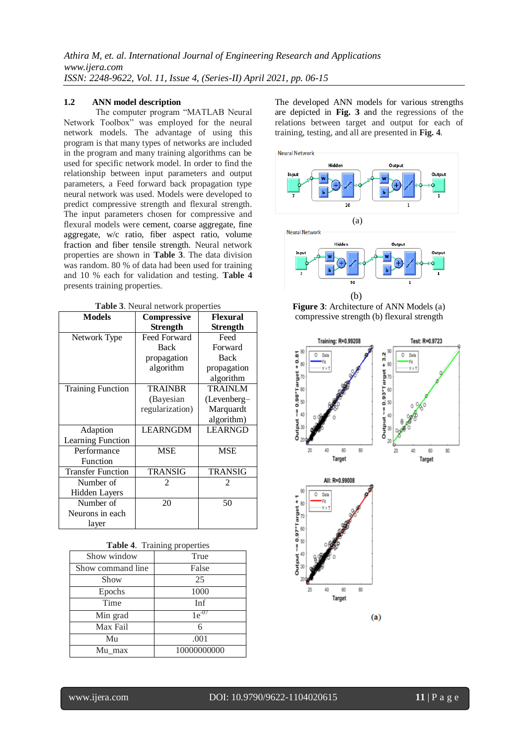### 1.2 ANN model description

The computer program "MATLAB Neural Network Toolbox" was employed for the neural network models. The advantage of using this program is that many types of networks are included in the program and many training algorithms can be used for specific network model. In order to find the relationship between input parameters and output parameters, a Feed forward back propagation type neural network was used. Models were developed to predict compressive strength and flexural strength. The input parameters chosen for compressive and flexural models were cement, coarse aggregate, fine aggregate, w/c ratio, fiber aspect ratio, volume fraction and fiber tensile strength. Neural network properties are shown in **Table 3**. The data division was random. 80 % of data had been used for training and 10 % each for validation and testing. **Table 4** presents training properties.

**Table 3**. Neural network properties

| Models | Compressive Strength | Flexural Strength |
|---|---|---|
| Network Type | Feed Forward Back propagation algorithm | Feed Forward Back propagation algorithm |
| Training Function | TRAINBR (Bayesian regularization) | TRAINLM (Levenberg–Marquardt algorithm) |
| Adaption Learning Function | LEARNGDM | LEARNGD |
| Performance Function | MSE | MSE |
| Transfer Function | TRANSIG | TRANSIG |
| Number of Hidden Layers | 2 | 2 |
| Number of Neurons in each layer | 20 | 50 |

**Table 4**. Training properties

| Show window | True |
|---|---|
| Show command line | False |
| Show | 25 |
| Epochs | 1000 |
| Time | Inf |
| Min grad | $1e^{-07}$ |
| Max Fail | 6 |
| Mu | .001 |
| Mu_max | 10000000000 |

The developed ANN models for various strengths are depicted in **Fig. 3** and the regressions of the relations between target and output for each of training, testing, and all are presented in **Fig. 4**.

(a)

(b)

**Figure 3**: Architecture of ANN Models (a) compressive strength (b) flexural strength

**(a)**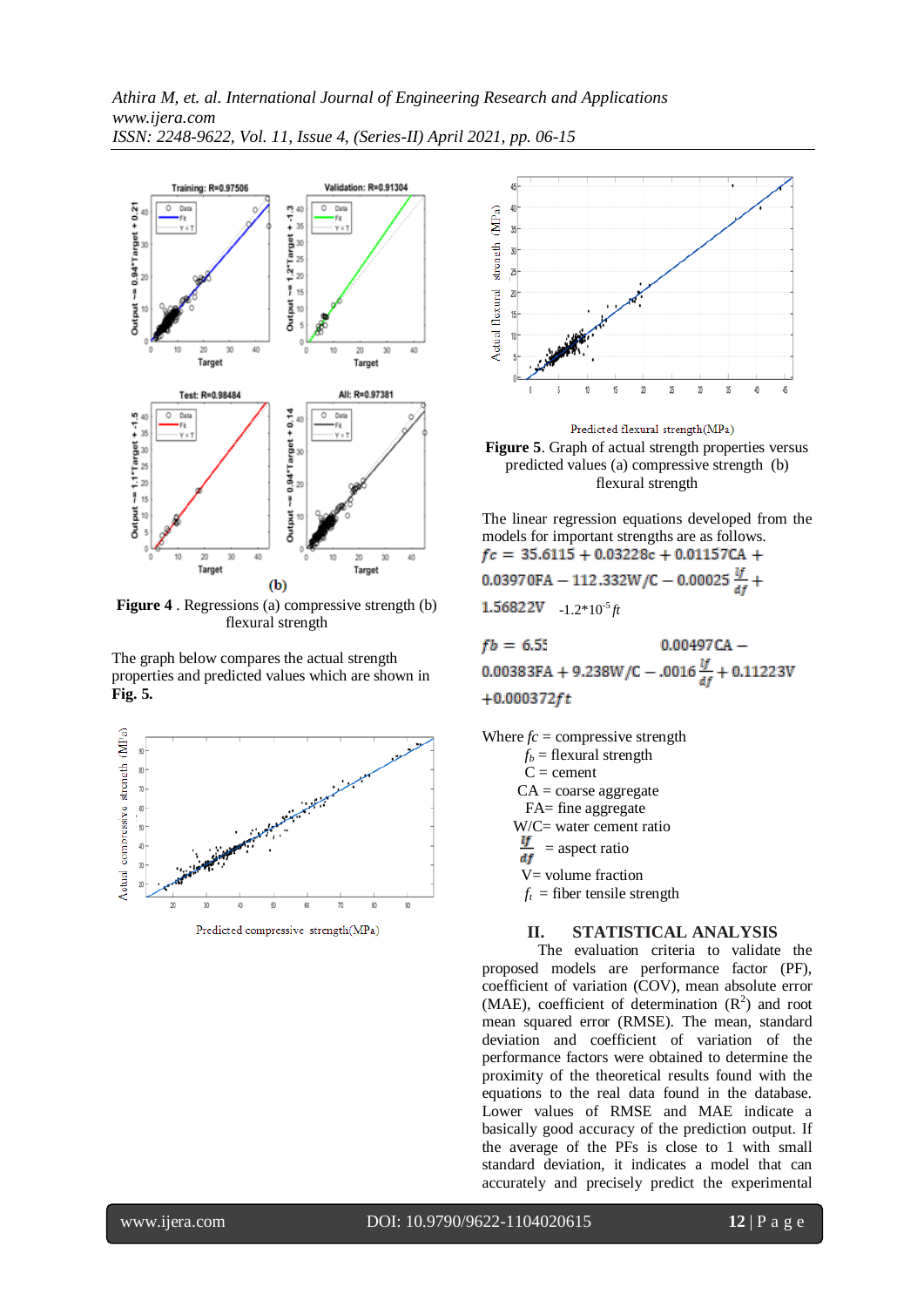(b)

**Figure 4** . Regressions (a) compressive strength (b) flexural strength

The graph below compares the actual strength properties and predicted values which are shown in **Fig. 5.**

**Figure 5**. Graph of actual strength properties versus predicted values (a) compressive strength (b) flexural strength

The linear regression equations developed from the models for important strengths are as follows.

$$fc = 35.6115 + 0.03228c + 0.01157CA + 0.03970FA - 112.332W/C - 0.00025\frac{lf}{df} + 1.56822V \; -1.2*10^{-5} ft$$

$$fb = 6.5\quad 0.00497CA - 0.00383FA + 9.238W/C - .0016\frac{lf}{df} + 0.11223V + 0.000372ft$$

Where $fc$ = compressive strength
$f_b$ = flexural strength
C = cement
CA = coarse aggregate
FA= fine aggregate
W/C= water cement ratio
$\frac{lf}{df}$ = aspect ratio
V= volume fraction
$f_t$ = fiber tensile strength

## II. STATISTICAL ANALYSIS

The evaluation criteria to validate the proposed models are performance factor (PF), coefficient of variation (COV), mean absolute error (MAE), coefficient of determination ($R^2$) and root mean squared error (RMSE). The mean, standard deviation and coefficient of variation of the performance factors were obtained to determine the proximity of the theoretical results found with the equations to the real data found in the database. Lower values of RMSE and MAE indicate a basically good accuracy of the prediction output. If the average of the PFs is close to 1 with small standard deviation, it indicates a model that can accurately and precisely predict the experimental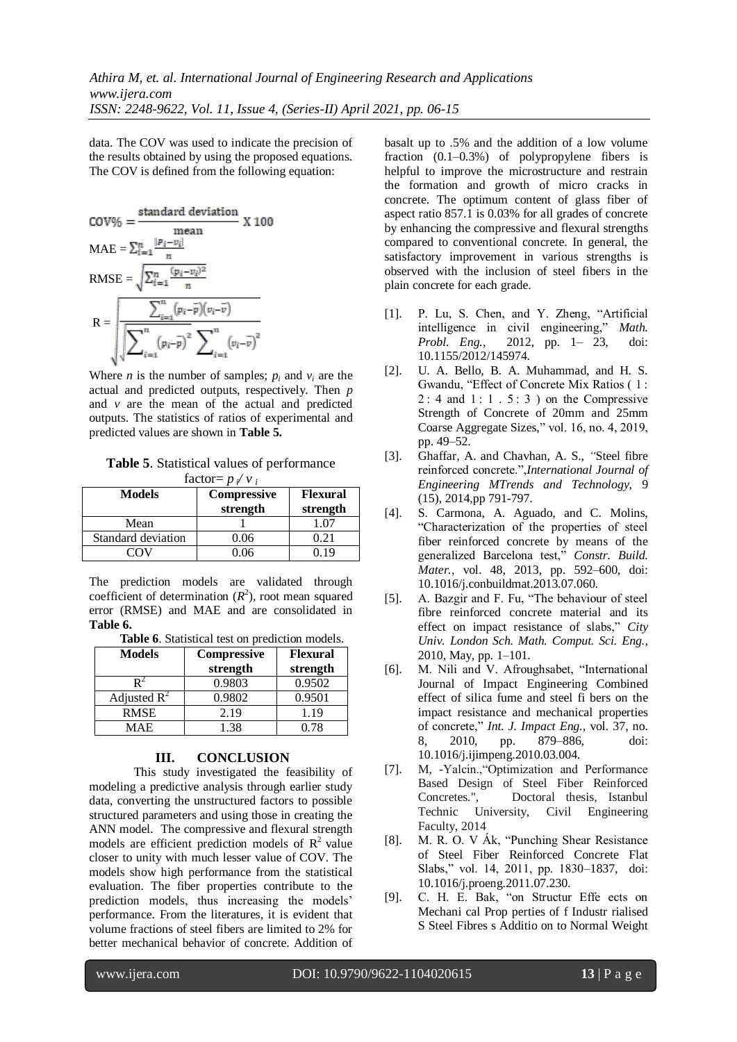data. The COV was used to indicate the precision of the results obtained by using the proposed equations. The COV is defined from the following equation:

$$\text{COV\%} = \frac{\text{standard deviation}}{\text{mean}} \text{ X } 100$$

$$\text{MAE} = \sum_{i=1}^{n} \frac{|p_i - v_i|}{n}$$

$$\text{RMSE} = \sqrt{\sum_{i=1}^{n} \frac{(p_i - v_i)^2}{n}}$$

$$R = \sqrt{\frac{\sum_{i=1}^{n}(p_i - \bar{p})(v_i - \bar{v})}{\sqrt{\sum_{i=1}^{n}(p_i - \bar{p})^2 \sum_{i=1}^{n}(v_i - \bar{v})^2}}}$$

Where $n$ is the number of samples; $p_i$ and $v_i$ are the actual and predicted outputs, respectively. Then $p$ and $v$ are the mean of the actual and predicted outputs. The statistics of ratios of experimental and predicted values are shown in **Table 5.**

**Table 5**. Statistical values of performance factor= $p_i/ v_i$

| Models | Compressive strength | Flexural strength |
|---|---|---|
| Mean | 1 | 1.07 |
| Standard deviation | 0.06 | 0.21 |
| COV | 0.06 | 0.19 |

The prediction models are validated through coefficient of determination ($R^2$), root mean squared error (RMSE) and MAE and are consolidated in **Table 6.**

**Table 6**. Statistical test on prediction models.

| Models | Compressive strength | Flexural strength |
|---|---|---|
| $R^2$ | 0.9803 | 0.9502 |
| Adjusted $R^2$ | 0.9802 | 0.9501 |
| RMSE | 2.19 | 1.19 |
| MAE | 1.38 | 0.78 |

## III. CONCLUSION

This study investigated the feasibility of modeling a predictive analysis through earlier study data, converting the unstructured factors to possible structured parameters and using those in creating the ANN model. The compressive and flexural strength models are efficient prediction models of $R^2$ value closer to unity with much lesser value of COV. The models show high performance from the statistical evaluation. The fiber properties contribute to the prediction models, thus increasing the models' performance. From the literatures, it is evident that volume fractions of steel fibers are limited to 2% for better mechanical behavior of concrete. Addition of basalt up to .5% and the addition of a low volume fraction (0.1–0.3%) of polypropylene fibers is helpful to improve the microstructure and restrain the formation and growth of micro cracks in concrete. The optimum content of glass fiber of aspect ratio 857.1 is 0.03% for all grades of concrete by enhancing the compressive and flexural strengths compared to conventional concrete. In general, the satisfactory improvement in various strengths is observed with the inclusion of steel fibers in the plain concrete for each grade.

[1]. P. Lu, S. Chen, and Y. Zheng, "Artificial intelligence in civil engineering," *Math. Probl. Eng.*, 2012, pp. 1– 23, doi: 10.1155/2012/145974.

[2]. U. A. Bello, B. A. Muhammad, and H. S. Gwandu, "Effect of Concrete Mix Ratios ( 1 : 2 : 4 and 1 : 1 . 5 : 3 ) on the Compressive Strength of Concrete of 20mm and 25mm Coarse Aggregate Sizes," vol. 16, no. 4, 2019, pp. 49–52.

[3]. Ghaffar, A. and Chavhan, A. S., "Steel fibre reinforced concrete.",*International Journal of Engineering MTrends and Technology,* 9 (15), 2014,pp 791-797.

[4]. S. Carmona, A. Aguado, and C. Molins, "Characterization of the properties of steel fiber reinforced concrete by means of the generalized Barcelona test," *Constr. Build. Mater.*, vol. 48, 2013, pp. 592–600, doi: 10.1016/j.conbuildmat.2013.07.060.

[5]. A. Bazgir and F. Fu, "The behaviour of steel fibre reinforced concrete material and its effect on impact resistance of slabs," *City Univ. London Sch. Math. Comput. Sci. Eng.*, 2010, May, pp. 1–101.

[6]. M. Nili and V. Afroughsabet, "International Journal of Impact Engineering Combined effect of silica fume and steel fi bers on the impact resistance and mechanical properties of concrete," *Int. J. Impact Eng.*, vol. 37, no. 8, 2010, pp. 879–886, doi: 10.1016/j.ijimpeng.2010.03.004.

[7]. M, -Yalcin.,"Optimization and Performance Based Design of Steel Fiber Reinforced Concretes.", Doctoral thesis, Istanbul Technic University, Civil Engineering Faculty, 2014

[8]. M. R. O. V Ák, "Punching Shear Resistance of Steel Fiber Reinforced Concrete Flat Slabs," vol. 14, 2011, pp. 1830–1837, doi: 10.1016/j.proeng.2011.07.230.

[9]. C. H. E. Bak, "on Structur Effe ects on Mechani cal Prop perties of f Industr rialised S Steel Fibres s Additio on to Normal Weight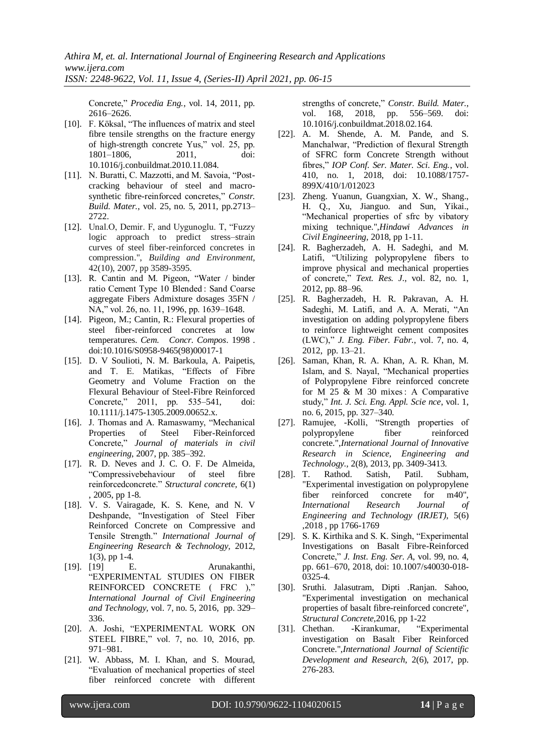Concrete," *Procedia Eng.*, vol. 14, 2011, pp. 2616–2626.

[10]. F. Köksal, "The influences of matrix and steel fibre tensile strengths on the fracture energy of high-strength concrete Yus," vol. 25, pp. 1801–1806, 2011, doi: 10.1016/j.conbuildmat.2010.11.084.

[11]. N. Buratti, C. Mazzotti, and M. Savoia, "Post-cracking behaviour of steel and macro-synthetic fibre-reinforced concretes," *Constr. Build. Mater.*, vol. 25, no. 5, 2011, pp.2713–2722.

[12]. Unal.O, Demir. F, and Uygunoglu. T, "Fuzzy logic approach to predict stress–strain curves of steel fiber-reinforced concretes in compression.", *Building and Environment*, 42(10), 2007, pp 3589-3595.

[13]. R. Cantin and M. Pigeon, "Water / binder ratio Cement Type 10 Blended : Sand Coarse aggregate Fibers Admixture dosages 35FN / NA," vol. 26, no. 11, 1996, pp. 1639–1648.

[14]. Pigeon, M.; Cantin, R.: Flexural properties of steel fiber-reinforced concretes at low temperatures. *Cem. Concr. Compos*. 1998 . doi:10.1016/S0958-9465(98)00017-1

[15]. D. V Soulioti, N. M. Barkoula, A. Paipetis, and T. E. Matikas, "Effects of Fibre Geometry and Volume Fraction on the Flexural Behaviour of Steel-Fibre Reinforced Concrete," 2011, pp. 535–541, doi: 10.1111/j.1475-1305.2009.00652.x.

[16]. J. Thomas and A. Ramaswamy, "Mechanical Properties of Steel Fiber-Reinforced Concrete," *Journal of materials in civil engineering*, 2007, pp. 385–392.

[17]. R. D. Neves and J. C. O. F. De Almeida, "Compressivebehaviour of steel fibre reinforcedconcrete." *Structural concrete,* 6(1) , 2005, pp 1-8.

[18]. V. S. Vairagade, K. S. Kene, and N. V Deshpande, "Investigation of Steel Fiber Reinforced Concrete on Compressive and Tensile Strength." *International Journal of Engineering Research & Technology,* 2012, 1(3), pp 1-4.

[19]. [19] E. Arunakanthi, "EXPERIMENTAL STUDIES ON FIBER REINFORCED CONCRETE ( FRC )," *International Journal of Civil Engineering and Technology,* vol. 7, no. 5, 2016, pp. 329–336.

[20]. A. Joshi, "EXPERIMENTAL WORK ON STEEL FIBRE," vol. 7, no. 10, 2016, pp. 971–981.

[21]. W. Abbass, M. I. Khan, and S. Mourad, "Evaluation of mechanical properties of steel fiber reinforced concrete with different strengths of concrete," *Constr. Build. Mater.*, vol. 168, 2018, pp. 556–569. doi: 10.1016/j.conbuildmat.2018.02.164.

[22]. A. M. Shende, A. M. Pande, and S. Manchalwar, "Prediction of flexural Strength of SFRC form Concrete Strength without fibres," *IOP Conf. Ser. Mater. Sci. Eng.*, vol. 410, no. 1, 2018, doi: 10.1088/1757-899X/410/1/012023

[23]. Zheng. Yuanun, Guangxian, X. W., Shang., H. Q., Xu, Jianguo. and Sun, Yikai., "Mechanical properties of sfrc by vibatory mixing technique.",*Hindawi Advances in Civil Engineering*, 2018, pp 1-11.

[24]. R. Bagherzadeh, A. H. Sadeghi, and M. Latifi, "Utilizing polypropylene fibers to improve physical and mechanical properties of concrete," *Text. Res. J.*, vol. 82, no. 1, 2012, pp. 88–96.

[25]. R. Bagherzadeh, H. R. Pakravan, A. H. Sadeghi, M. Latifi, and A. A. Merati, "An investigation on adding polypropylene fibers to reinforce lightweight cement composites (LWC)," *J. Eng. Fiber. Fabr.*, vol. 7, no. 4, 2012, pp. 13–21.

[26]. Saman, Khan, R. A. Khan, A. R. Khan, M. Islam, and S. Nayal, "Mechanical properties of Polypropylene Fibre reinforced concrete for M 25 & M 30 mixes : A Comparative study," *Int. J. Sci. Eng. Appl. Scie nce*, vol. 1, no. 6, 2015, pp. 327–340.

[27]. Ramujee, -Kolli, "Strength properties of polypropylene fiber reinforced concrete.",*International Journal of Innovative Research in Science, Engineering and Technology.,* 2(8), 2013, pp. 3409-3413.

[28]. T. Rathod. Satish, Patil. Subham, "Experimental investigation on polypropylene fiber reinforced concrete for m40", *International Research Journal of Engineering and Technology (IRJET)*, 5(6) ,2018 , pp 1766-1769

[29]. S. K. Kirthika and S. K. Singh, "Experimental Investigations on Basalt Fibre-Reinforced Concrete," *J. Inst. Eng. Ser. A*, vol. 99, no. 4, pp. 661–670, 2018, doi: 10.1007/s40030-018-0325-4.

[30]. Sruthi. Jalasutram, Dipti .Ranjan. Sahoo, "Experimental investigation on mechanical properties of basalt fibre-reinforced concrete", *Structural Concrete*,2016, pp 1-22

[31]. Chethan. -Kirankumar, "Experimental investigation on Basalt Fiber Reinforced Concrete.",*International Journal of Scientific Development and Research*, 2(6), 2017, pp. 276-283.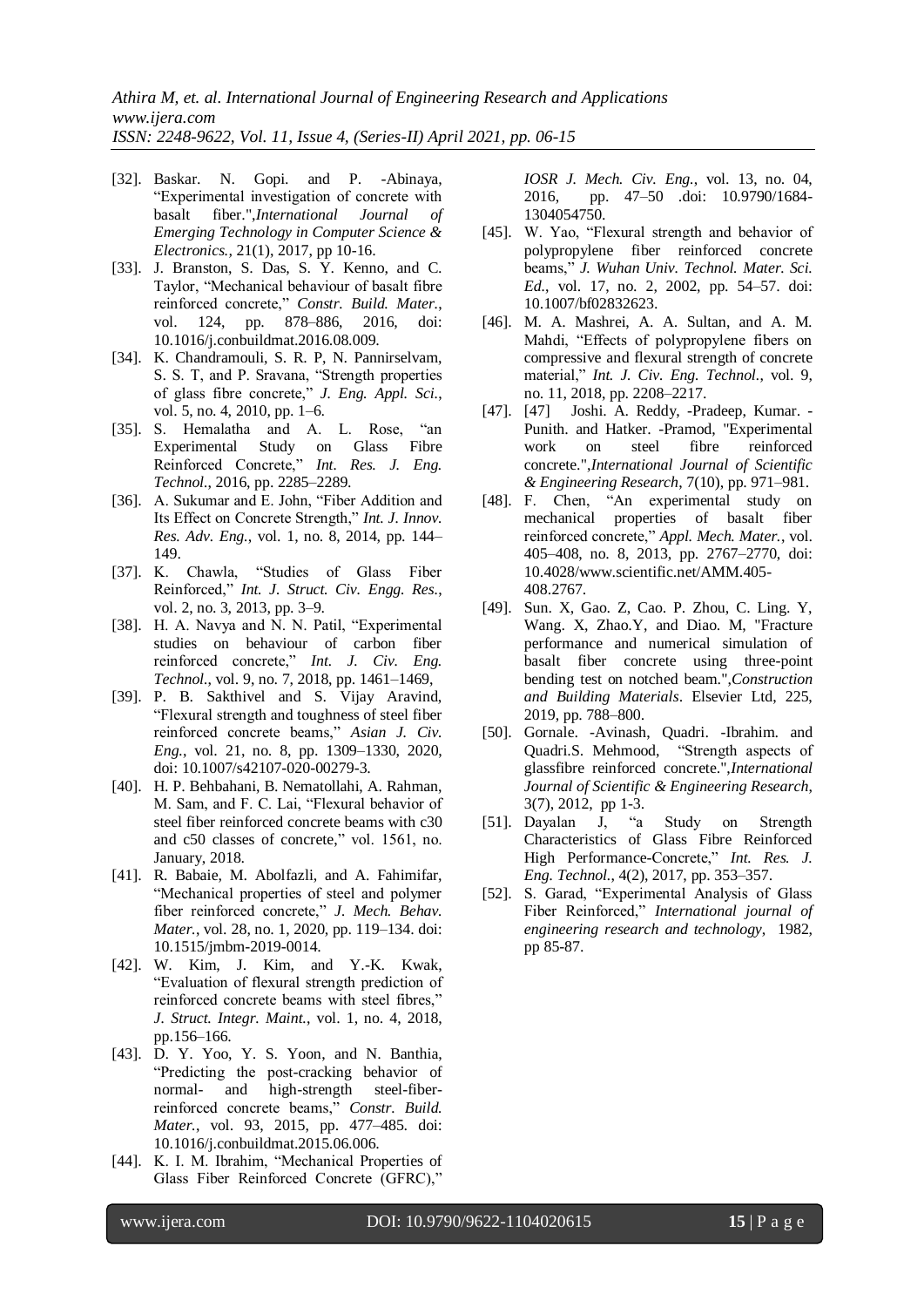[32]. Baskar. N. Gopi. and P. -Abinaya, "Experimental investigation of concrete with basalt fiber.",*International Journal of Emerging Technology in Computer Science & Electronics.*, 21(1), 2017, pp 10-16.

[33]. J. Branston, S. Das, S. Y. Kenno, and C. Taylor, "Mechanical behaviour of basalt fibre reinforced concrete," *Constr. Build. Mater.*, vol. 124, pp. 878–886, 2016, doi: 10.1016/j.conbuildmat.2016.08.009.

[34]. K. Chandramouli, S. R. P, N. Pannirselvam, S. S. T, and P. Sravana, "Strength properties of glass fibre concrete," *J. Eng. Appl. Sci.*, vol. 5, no. 4, 2010, pp. 1–6.

[35]. S. Hemalatha and A. L. Rose, "an Experimental Study on Glass Fibre Reinforced Concrete," *Int. Res. J. Eng. Technol.*, 2016, pp. 2285–2289.

[36]. A. Sukumar and E. John, "Fiber Addition and Its Effect on Concrete Strength," *Int. J. Innov. Res. Adv. Eng.*, vol. 1, no. 8, 2014, pp. 144–149.

[37]. K. Chawla, "Studies of Glass Fiber Reinforced," *Int. J. Struct. Civ. Engg. Res.*, vol. 2, no. 3, 2013, pp. 3–9.

[38]. H. A. Navya and N. N. Patil, "Experimental studies on behaviour of carbon fiber reinforced concrete," *Int. J. Civ. Eng. Technol.*, vol. 9, no. 7, 2018, pp. 1461–1469,

[39]. P. B. Sakthivel and S. Vijay Aravind, "Flexural strength and toughness of steel fiber reinforced concrete beams," *Asian J. Civ. Eng.*, vol. 21, no. 8, pp. 1309–1330, 2020, doi: 10.1007/s42107-020-00279-3.

[40]. H. P. Behbahani, B. Nematollahi, A. Rahman, M. Sam, and F. C. Lai, "Flexural behavior of steel fiber reinforced concrete beams with c30 and c50 classes of concrete," vol. 1561, no. January, 2018.

[41]. R. Babaie, M. Abolfazli, and A. Fahimifar, "Mechanical properties of steel and polymer fiber reinforced concrete," *J. Mech. Behav. Mater.*, vol. 28, no. 1, 2020, pp. 119–134. doi: 10.1515/jmbm-2019-0014.

[42]. W. Kim, J. Kim, and Y.-K. Kwak, "Evaluation of flexural strength prediction of reinforced concrete beams with steel fibres," *J. Struct. Integr. Maint.*, vol. 1, no. 4, 2018, pp.156–166.

[43]. D. Y. Yoo, Y. S. Yoon, and N. Banthia, "Predicting the post-cracking behavior of normal- and high-strength steel-fiber-reinforced concrete beams," *Constr. Build. Mater.*, vol. 93, 2015, pp. 477–485. doi: 10.1016/j.conbuildmat.2015.06.006.

[44]. K. I. M. Ibrahim, "Mechanical Properties of Glass Fiber Reinforced Concrete (GFRC)," *IOSR J. Mech. Civ. Eng.*, vol. 13, no. 04, 2016, pp. 47–50 .doi: 10.9790/1684-1304054750.

[45]. W. Yao, "Flexural strength and behavior of polypropylene fiber reinforced concrete beams," *J. Wuhan Univ. Technol. Mater. Sci. Ed.*, vol. 17, no. 2, 2002, pp. 54–57. doi: 10.1007/bf02832623.

[46]. M. A. Mashrei, A. A. Sultan, and A. M. Mahdi, "Effects of polypropylene fibers on compressive and flexural strength of concrete material," *Int. J. Civ. Eng. Technol.*, vol. 9, no. 11, 2018, pp. 2208–2217.

[47]. [47] Joshi. A. Reddy, -Pradeep, Kumar. -Punith. and Hatker. -Pramod, "Experimental work on steel fibre reinforced concrete.",*International Journal of Scientific & Engineering Research*, 7(10), pp. 971–981.

[48]. F. Chen, "An experimental study on mechanical properties of basalt fiber reinforced concrete," *Appl. Mech. Mater.*, vol. 405–408, no. 8, 2013, pp. 2767–2770, doi: 10.4028/www.scientific.net/AMM.405-408.2767.

[49]. Sun. X, Gao. Z, Cao. P. Zhou, C. Ling. Y, Wang. X, Zhao.Y, and Diao. M, "Fracture performance and numerical simulation of basalt fiber concrete using three-point bending test on notched beam.",*Construction and Building Materials*. Elsevier Ltd, 225, 2019, pp. 788–800.

[50]. Gornale. -Avinash, Quadri. -Ibrahim. and Quadri.S. Mehmood, "Strength aspects of glassfibre reinforced concrete.",*International Journal of Scientific & Engineering Research*, 3(7), 2012, pp 1-3.

[51]. Dayalan J, "a Study on Strength Characteristics of Glass Fibre Reinforced High Performance-Concrete," *Int. Res. J. Eng. Technol.*, 4(2), 2017, pp. 353–357.

[52]. S. Garad, "Experimental Analysis of Glass Fiber Reinforced," *International journal of engineering research and technology*, 1982, pp 85-87.